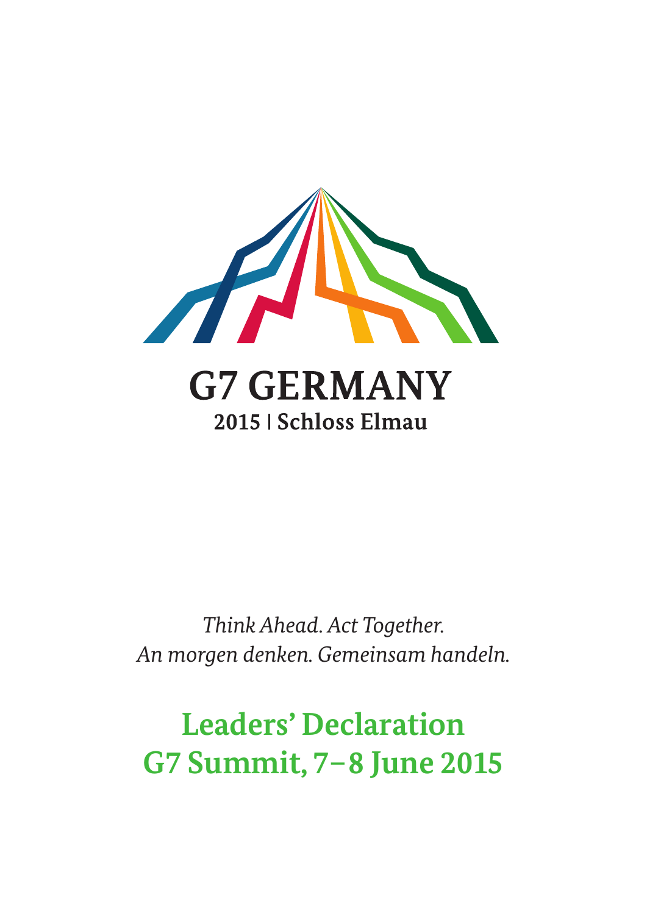# G7 GERMANY

**2015 | Schloss Elmau**

*Think Ahead. Act Together.*
*An morgen denken. Gemeinsam handeln.*

# Leaders' Declaration G7 Summit, 7–8 June 2015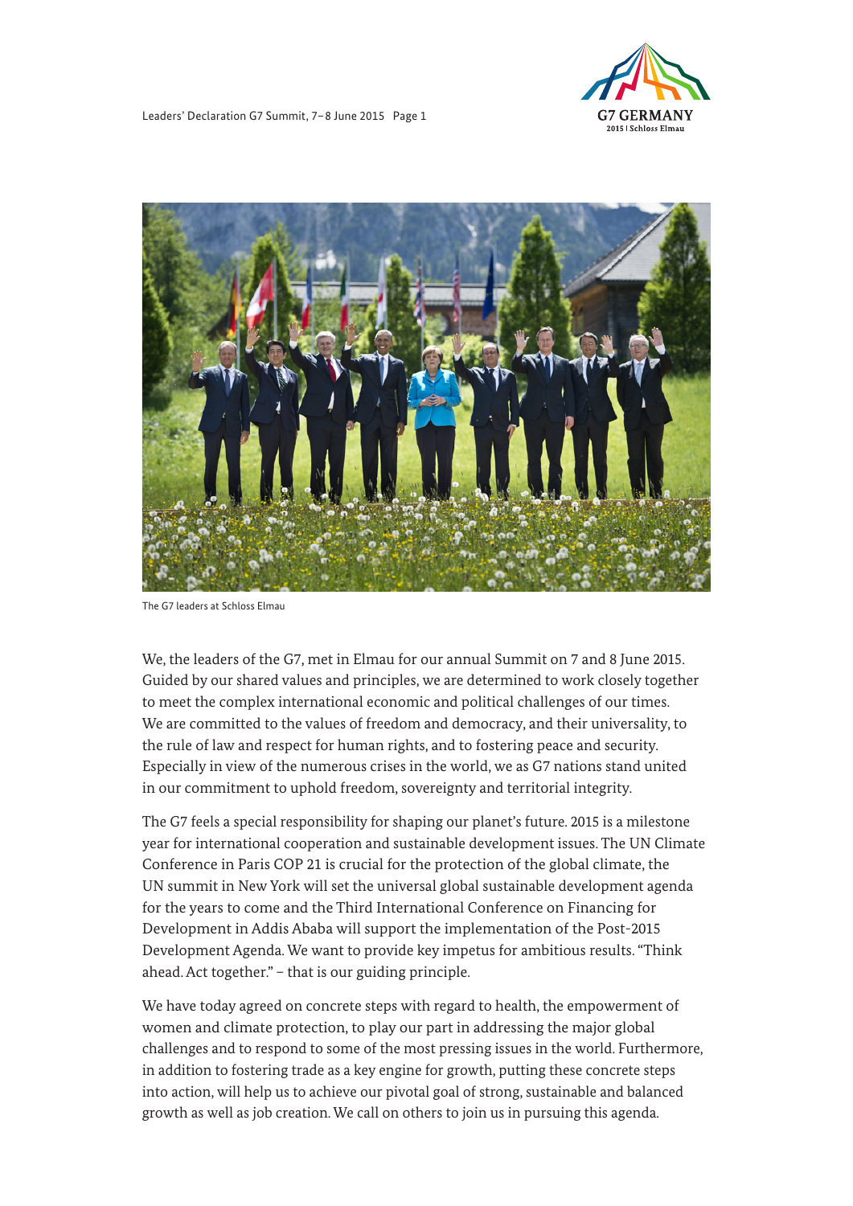The G7 leaders at Schloss Elmau

We, the leaders of the G7, met in Elmau for our annual Summit on 7 and 8 June 2015. Guided by our shared values and principles, we are determined to work closely together to meet the complex international economic and political challenges of our times. We are committed to the values of freedom and democracy, and their universality, to the rule of law and respect for human rights, and to fostering peace and security. Especially in view of the numerous crises in the world, we as G7 nations stand united in our commitment to uphold freedom, sovereignty and territorial integrity.

The G7 feels a special responsibility for shaping our planet's future. 2015 is a milestone year for international cooperation and sustainable development issues. The UN Climate Conference in Paris COP 21 is crucial for the protection of the global climate, the UN summit in New York will set the universal global sustainable development agenda for the years to come and the Third International Conference on Financing for Development in Addis Ababa will support the implementation of the Post-2015 Development Agenda. We want to provide key impetus for ambitious results. "Think ahead. Act together." – that is our guiding principle.

We have today agreed on concrete steps with regard to health, the empowerment of women and climate protection, to play our part in addressing the major global challenges and to respond to some of the most pressing issues in the world. Furthermore, in addition to fostering trade as a key engine for growth, putting these concrete steps into action, will help us to achieve our pivotal goal of strong, sustainable and balanced growth as well as job creation. We call on others to join us in pursuing this agenda.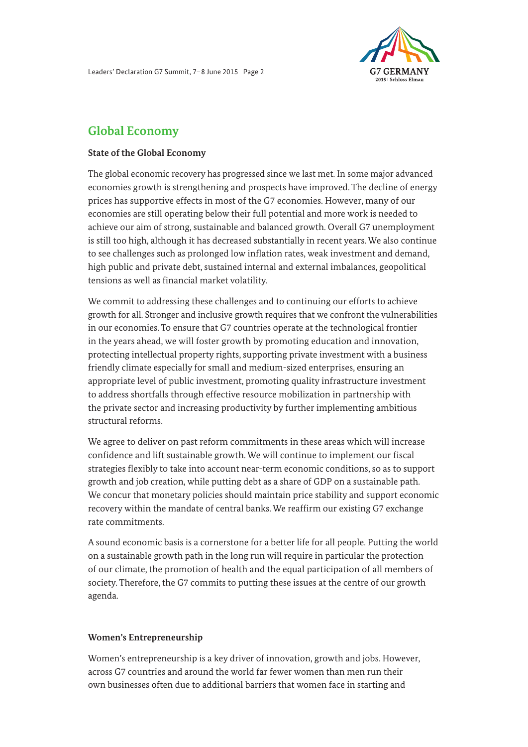## Global Economy

### State of the Global Economy

The global economic recovery has progressed since we last met. In some major advanced economies growth is strengthening and prospects have improved. The decline of energy prices has supportive effects in most of the G7 economies. However, many of our economies are still operating below their full potential and more work is needed to achieve our aim of strong, sustainable and balanced growth. Overall G7 unemployment is still too high, although it has decreased substantially in recent years. We also continue to see challenges such as prolonged low inflation rates, weak investment and demand, high public and private debt, sustained internal and external imbalances, geopolitical tensions as well as financial market volatility.

We commit to addressing these challenges and to continuing our efforts to achieve growth for all. Stronger and inclusive growth requires that we confront the vulnerabilities in our economies. To ensure that G7 countries operate at the technological frontier in the years ahead, we will foster growth by promoting education and innovation, protecting intellectual property rights, supporting private investment with a business friendly climate especially for small and medium-sized enterprises, ensuring an appropriate level of public investment, promoting quality infrastructure investment to address shortfalls through effective resource mobilization in partnership with the private sector and increasing productivity by further implementing ambitious structural reforms.

We agree to deliver on past reform commitments in these areas which will increase confidence and lift sustainable growth. We will continue to implement our fiscal strategies flexibly to take into account near-term economic conditions, so as to support growth and job creation, while putting debt as a share of GDP on a sustainable path. We concur that monetary policies should maintain price stability and support economic recovery within the mandate of central banks. We reaffirm our existing G7 exchange rate commitments.

A sound economic basis is a cornerstone for a better life for all people. Putting the world on a sustainable growth path in the long run will require in particular the protection of our climate, the promotion of health and the equal participation of all members of society. Therefore, the G7 commits to putting these issues at the centre of our growth agenda.

### Women's Entrepreneurship

Women's entrepreneurship is a key driver of innovation, growth and jobs. However, across G7 countries and around the world far fewer women than men run their own businesses often due to additional barriers that women face in starting and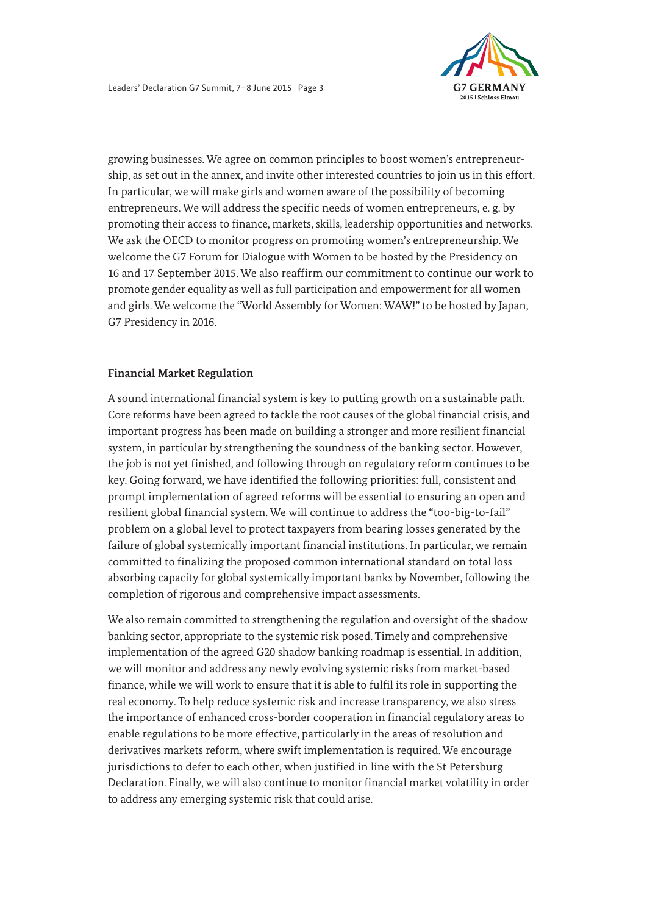growing businesses. We agree on common principles to boost women's entrepreneurship, as set out in the annex, and invite other interested countries to join us in this effort. In particular, we will make girls and women aware of the possibility of becoming entrepreneurs. We will address the specific needs of women entrepreneurs, e. g. by promoting their access to finance, markets, skills, leadership opportunities and networks. We ask the OECD to monitor progress on promoting women's entrepreneurship. We welcome the G7 Forum for Dialogue with Women to be hosted by the Presidency on 16 and 17 September 2015. We also reaffirm our commitment to continue our work to promote gender equality as well as full participation and empowerment for all women and girls. We welcome the "World Assembly for Women: WAW!" to be hosted by Japan, G7 Presidency in 2016.

**Financial Market Regulation**

A sound international financial system is key to putting growth on a sustainable path. Core reforms have been agreed to tackle the root causes of the global financial crisis, and important progress has been made on building a stronger and more resilient financial system, in particular by strengthening the soundness of the banking sector. However, the job is not yet finished, and following through on regulatory reform continues to be key. Going forward, we have identified the following priorities: full, consistent and prompt implementation of agreed reforms will be essential to ensuring an open and resilient global financial system. We will continue to address the "too-big-to-fail" problem on a global level to protect taxpayers from bearing losses generated by the failure of global systemically important financial institutions. In particular, we remain committed to finalizing the proposed common international standard on total loss absorbing capacity for global systemically important banks by November, following the completion of rigorous and comprehensive impact assessments.

We also remain committed to strengthening the regulation and oversight of the shadow banking sector, appropriate to the systemic risk posed. Timely and comprehensive implementation of the agreed G20 shadow banking roadmap is essential. In addition, we will monitor and address any newly evolving systemic risks from market-based finance, while we will work to ensure that it is able to fulfil its role in supporting the real economy. To help reduce systemic risk and increase transparency, we also stress the importance of enhanced cross-border cooperation in financial regulatory areas to enable regulations to be more effective, particularly in the areas of resolution and derivatives markets reform, where swift implementation is required. We encourage jurisdictions to defer to each other, when justified in line with the St Petersburg Declaration. Finally, we will also continue to monitor financial market volatility in order to address any emerging systemic risk that could arise.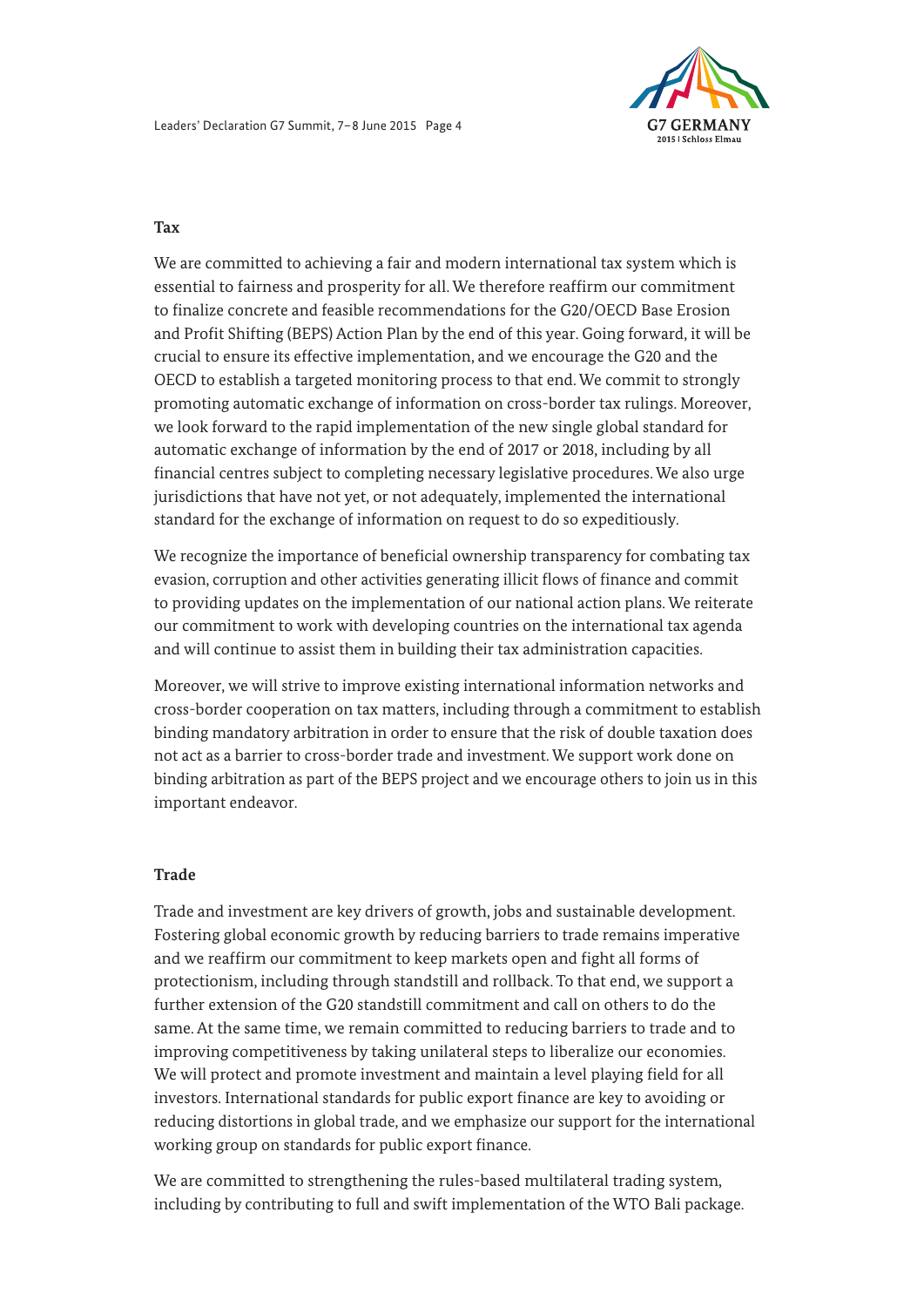### Tax

We are committed to achieving a fair and modern international tax system which is essential to fairness and prosperity for all. We therefore reaffirm our commitment to finalize concrete and feasible recommendations for the G20/OECD Base Erosion and Profit Shifting (BEPS) Action Plan by the end of this year. Going forward, it will be crucial to ensure its effective implementation, and we encourage the G20 and the OECD to establish a targeted monitoring process to that end. We commit to strongly promoting automatic exchange of information on cross-border tax rulings. Moreover, we look forward to the rapid implementation of the new single global standard for automatic exchange of information by the end of 2017 or 2018, including by all financial centres subject to completing necessary legislative procedures. We also urge jurisdictions that have not yet, or not adequately, implemented the international standard for the exchange of information on request to do so expeditiously.

We recognize the importance of beneficial ownership transparency for combating tax evasion, corruption and other activities generating illicit flows of finance and commit to providing updates on the implementation of our national action plans. We reiterate our commitment to work with developing countries on the international tax agenda and will continue to assist them in building their tax administration capacities.

Moreover, we will strive to improve existing international information networks and cross-border cooperation on tax matters, including through a commitment to establish binding mandatory arbitration in order to ensure that the risk of double taxation does not act as a barrier to cross-border trade and investment. We support work done on binding arbitration as part of the BEPS project and we encourage others to join us in this important endeavor.

### Trade

Trade and investment are key drivers of growth, jobs and sustainable development. Fostering global economic growth by reducing barriers to trade remains imperative and we reaffirm our commitment to keep markets open and fight all forms of protectionism, including through standstill and rollback. To that end, we support a further extension of the G20 standstill commitment and call on others to do the same. At the same time, we remain committed to reducing barriers to trade and to improving competitiveness by taking unilateral steps to liberalize our economies. We will protect and promote investment and maintain a level playing field for all investors. International standards for public export finance are key to avoiding or reducing distortions in global trade, and we emphasize our support for the international working group on standards for public export finance.

We are committed to strengthening the rules-based multilateral trading system, including by contributing to full and swift implementation of the WTO Bali package.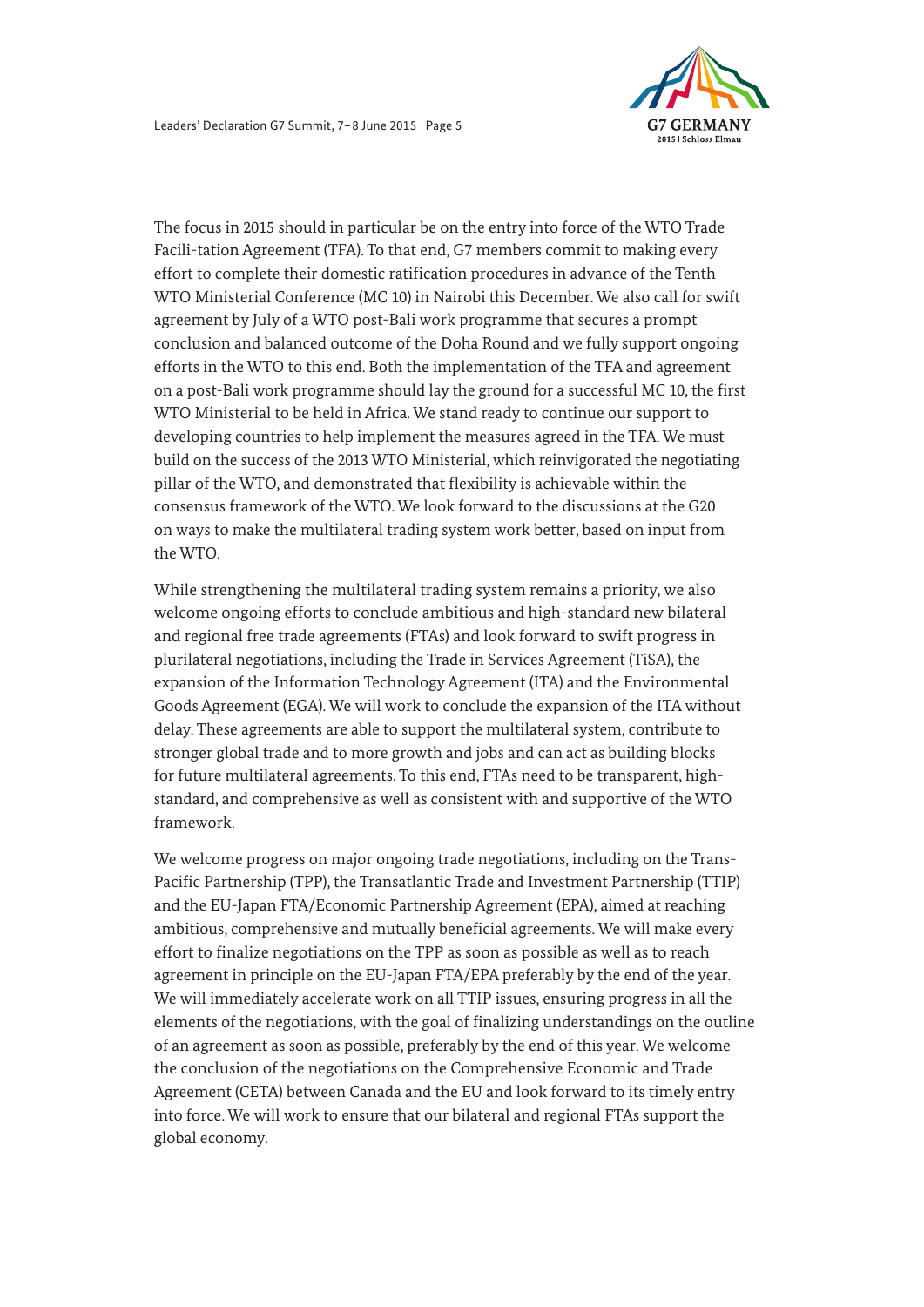The focus in 2015 should in particular be on the entry into force of the WTO Trade Facili-tation Agreement (TFA). To that end, G7 members commit to making every effort to complete their domestic ratification procedures in advance of the Tenth WTO Ministerial Conference (MC 10) in Nairobi this December. We also call for swift agreement by July of a WTO post-Bali work programme that secures a prompt conclusion and balanced outcome of the Doha Round and we fully support ongoing efforts in the WTO to this end. Both the implementation of the TFA and agreement on a post-Bali work programme should lay the ground for a successful MC 10, the first WTO Ministerial to be held in Africa. We stand ready to continue our support to developing countries to help implement the measures agreed in the TFA. We must build on the success of the 2013 WTO Ministerial, which reinvigorated the negotiating pillar of the WTO, and demonstrated that flexibility is achievable within the consensus framework of the WTO. We look forward to the discussions at the G20 on ways to make the multilateral trading system work better, based on input from the WTO.

While strengthening the multilateral trading system remains a priority, we also welcome ongoing efforts to conclude ambitious and high-standard new bilateral and regional free trade agreements (FTAs) and look forward to swift progress in plurilateral negotiations, including the Trade in Services Agreement (TiSA), the expansion of the Information Technology Agreement (ITA) and the Environmental Goods Agreement (EGA). We will work to conclude the expansion of the ITA without delay. These agreements are able to support the multilateral system, contribute to stronger global trade and to more growth and jobs and can act as building blocks for future multilateral agreements. To this end, FTAs need to be transparent, high-standard, and comprehensive as well as consistent with and supportive of the WTO framework.

We welcome progress on major ongoing trade negotiations, including on the Trans-Pacific Partnership (TPP), the Transatlantic Trade and Investment Partnership (TTIP) and the EU-Japan FTA/Economic Partnership Agreement (EPA), aimed at reaching ambitious, comprehensive and mutually beneficial agreements. We will make every effort to finalize negotiations on the TPP as soon as possible as well as to reach agreement in principle on the EU-Japan FTA/EPA preferably by the end of the year. We will immediately accelerate work on all TTIP issues, ensuring progress in all the elements of the negotiations, with the goal of finalizing understandings on the outline of an agreement as soon as possible, preferably by the end of this year. We welcome the conclusion of the negotiations on the Comprehensive Economic and Trade Agreement (CETA) between Canada and the EU and look forward to its timely entry into force. We will work to ensure that our bilateral and regional FTAs support the global economy.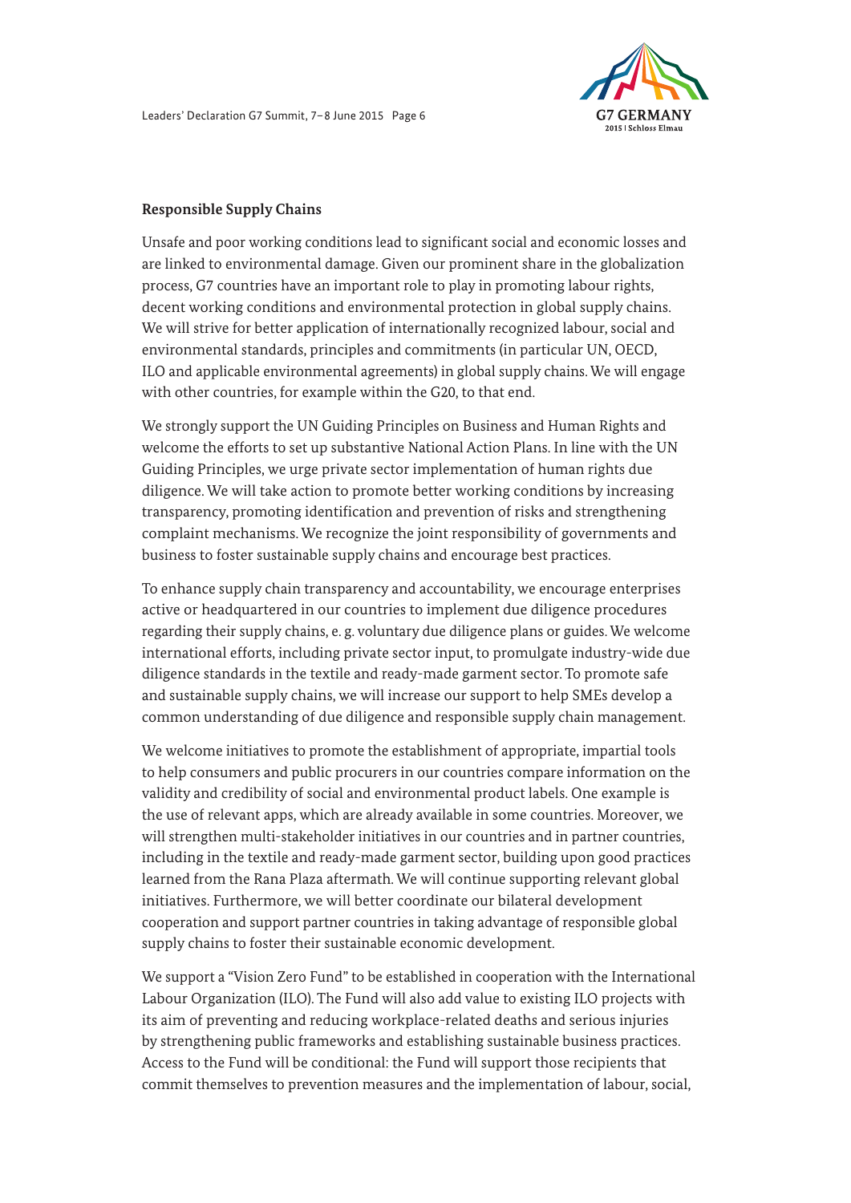**Responsible Supply Chains**

Unsafe and poor working conditions lead to significant social and economic losses and are linked to environmental damage. Given our prominent share in the globalization process, G7 countries have an important role to play in promoting labour rights, decent working conditions and environmental protection in global supply chains. We will strive for better application of internationally recognized labour, social and environmental standards, principles and commitments (in particular UN, OECD, ILO and applicable environmental agreements) in global supply chains. We will engage with other countries, for example within the G20, to that end.

We strongly support the UN Guiding Principles on Business and Human Rights and welcome the efforts to set up substantive National Action Plans. In line with the UN Guiding Principles, we urge private sector implementation of human rights due diligence. We will take action to promote better working conditions by increasing transparency, promoting identification and prevention of risks and strengthening complaint mechanisms. We recognize the joint responsibility of governments and business to foster sustainable supply chains and encourage best practices.

To enhance supply chain transparency and accountability, we encourage enterprises active or headquartered in our countries to implement due diligence procedures regarding their supply chains, e. g. voluntary due diligence plans or guides. We welcome international efforts, including private sector input, to promulgate industry-wide due diligence standards in the textile and ready-made garment sector. To promote safe and sustainable supply chains, we will increase our support to help SMEs develop a common understanding of due diligence and responsible supply chain management.

We welcome initiatives to promote the establishment of appropriate, impartial tools to help consumers and public procurers in our countries compare information on the validity and credibility of social and environmental product labels. One example is the use of relevant apps, which are already available in some countries. Moreover, we will strengthen multi-stakeholder initiatives in our countries and in partner countries, including in the textile and ready-made garment sector, building upon good practices learned from the Rana Plaza aftermath. We will continue supporting relevant global initiatives. Furthermore, we will better coordinate our bilateral development cooperation and support partner countries in taking advantage of responsible global supply chains to foster their sustainable economic development.

We support a "Vision Zero Fund" to be established in cooperation with the International Labour Organization (ILO). The Fund will also add value to existing ILO projects with its aim of preventing and reducing workplace-related deaths and serious injuries by strengthening public frameworks and establishing sustainable business practices. Access to the Fund will be conditional: the Fund will support those recipients that commit themselves to prevention measures and the implementation of labour, social,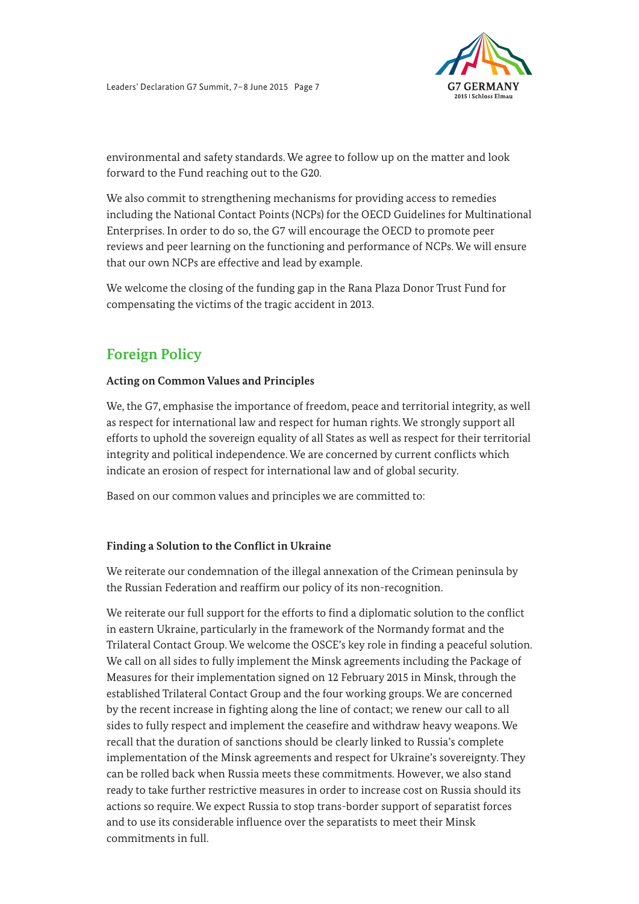environmental and safety standards. We agree to follow up on the matter and look forward to the Fund reaching out to the G20.

We also commit to strengthening mechanisms for providing access to remedies including the National Contact Points (NCPs) for the OECD Guidelines for Multinational Enterprises. In order to do so, the G7 will encourage the OECD to promote peer reviews and peer learning on the functioning and performance of NCPs. We will ensure that our own NCPs are effective and lead by example.

We welcome the closing of the funding gap in the Rana Plaza Donor Trust Fund for compensating the victims of the tragic accident in 2013.

## Foreign Policy

### Acting on Common Values and Principles

We, the G7, emphasise the importance of freedom, peace and territorial integrity, as well as respect for international law and respect for human rights. We strongly support all efforts to uphold the sovereign equality of all States as well as respect for their territorial integrity and political independence. We are concerned by current conflicts which indicate an erosion of respect for international law and of global security.

Based on our common values and principles we are committed to:

### Finding a Solution to the Conflict in Ukraine

We reiterate our condemnation of the illegal annexation of the Crimean peninsula by the Russian Federation and reaffirm our policy of its non-recognition.

We reiterate our full support for the efforts to find a diplomatic solution to the conflict in eastern Ukraine, particularly in the framework of the Normandy format and the Trilateral Contact Group. We welcome the OSCE's key role in finding a peaceful solution. We call on all sides to fully implement the Minsk agreements including the Package of Measures for their implementation signed on 12 February 2015 in Minsk, through the established Trilateral Contact Group and the four working groups. We are concerned by the recent increase in fighting along the line of contact; we renew our call to all sides to fully respect and implement the ceasefire and withdraw heavy weapons. We recall that the duration of sanctions should be clearly linked to Russia's complete implementation of the Minsk agreements and respect for Ukraine's sovereignty. They can be rolled back when Russia meets these commitments. However, we also stand ready to take further restrictive measures in order to increase cost on Russia should its actions so require. We expect Russia to stop trans-border support of separatist forces and to use its considerable influence over the separatists to meet their Minsk commitments in full.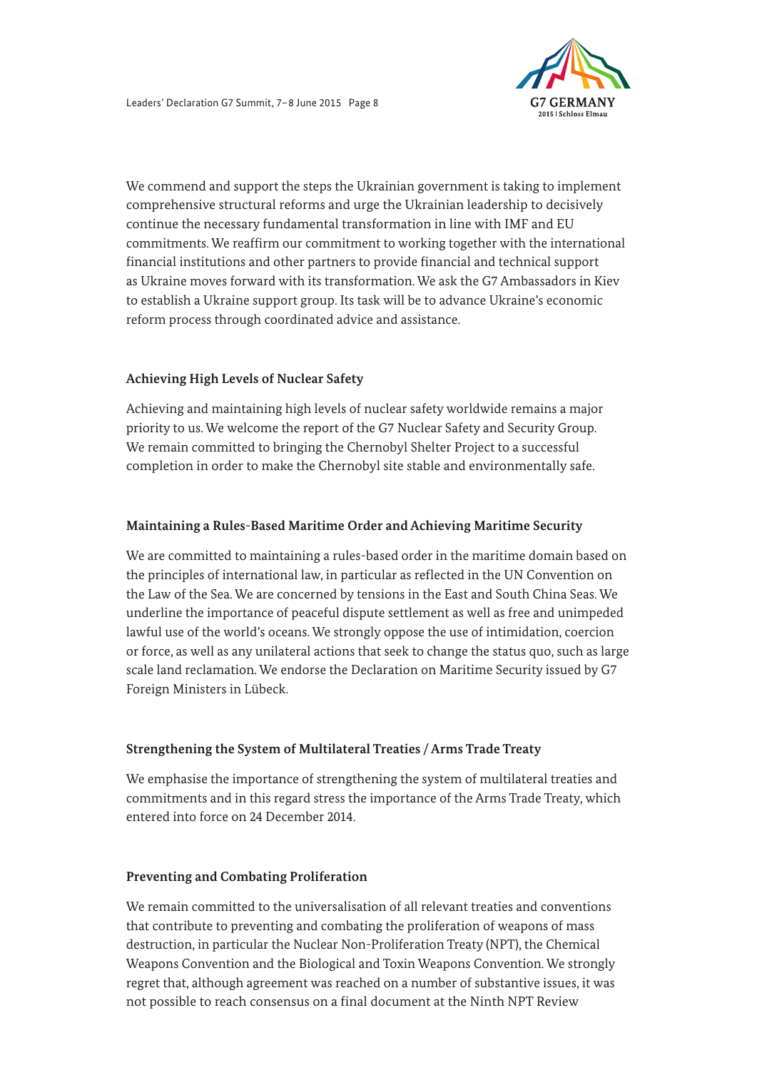We commend and support the steps the Ukrainian government is taking to implement comprehensive structural reforms and urge the Ukrainian leadership to decisively continue the necessary fundamental transformation in line with IMF and EU commitments. We reaffirm our commitment to working together with the international financial institutions and other partners to provide financial and technical support as Ukraine moves forward with its transformation. We ask the G7 Ambassadors in Kiev to establish a Ukraine support group. Its task will be to advance Ukraine's economic reform process through coordinated advice and assistance.

**Achieving High Levels of Nuclear Safety**

Achieving and maintaining high levels of nuclear safety worldwide remains a major priority to us. We welcome the report of the G7 Nuclear Safety and Security Group. We remain committed to bringing the Chernobyl Shelter Project to a successful completion in order to make the Chernobyl site stable and environmentally safe.

**Maintaining a Rules-Based Maritime Order and Achieving Maritime Security**

We are committed to maintaining a rules-based order in the maritime domain based on the principles of international law, in particular as reflected in the UN Convention on the Law of the Sea. We are concerned by tensions in the East and South China Seas. We underline the importance of peaceful dispute settlement as well as free and unimpeded lawful use of the world's oceans. We strongly oppose the use of intimidation, coercion or force, as well as any unilateral actions that seek to change the status quo, such as large scale land reclamation. We endorse the Declaration on Maritime Security issued by G7 Foreign Ministers in Lübeck.

**Strengthening the System of Multilateral Treaties / Arms Trade Treaty**

We emphasise the importance of strengthening the system of multilateral treaties and commitments and in this regard stress the importance of the Arms Trade Treaty, which entered into force on 24 December 2014.

**Preventing and Combating Proliferation**

We remain committed to the universalisation of all relevant treaties and conventions that contribute to preventing and combating the proliferation of weapons of mass destruction, in particular the Nuclear Non-Proliferation Treaty (NPT), the Chemical Weapons Convention and the Biological and Toxin Weapons Convention. We strongly regret that, although agreement was reached on a number of substantive issues, it was not possible to reach consensus on a final document at the Ninth NPT Review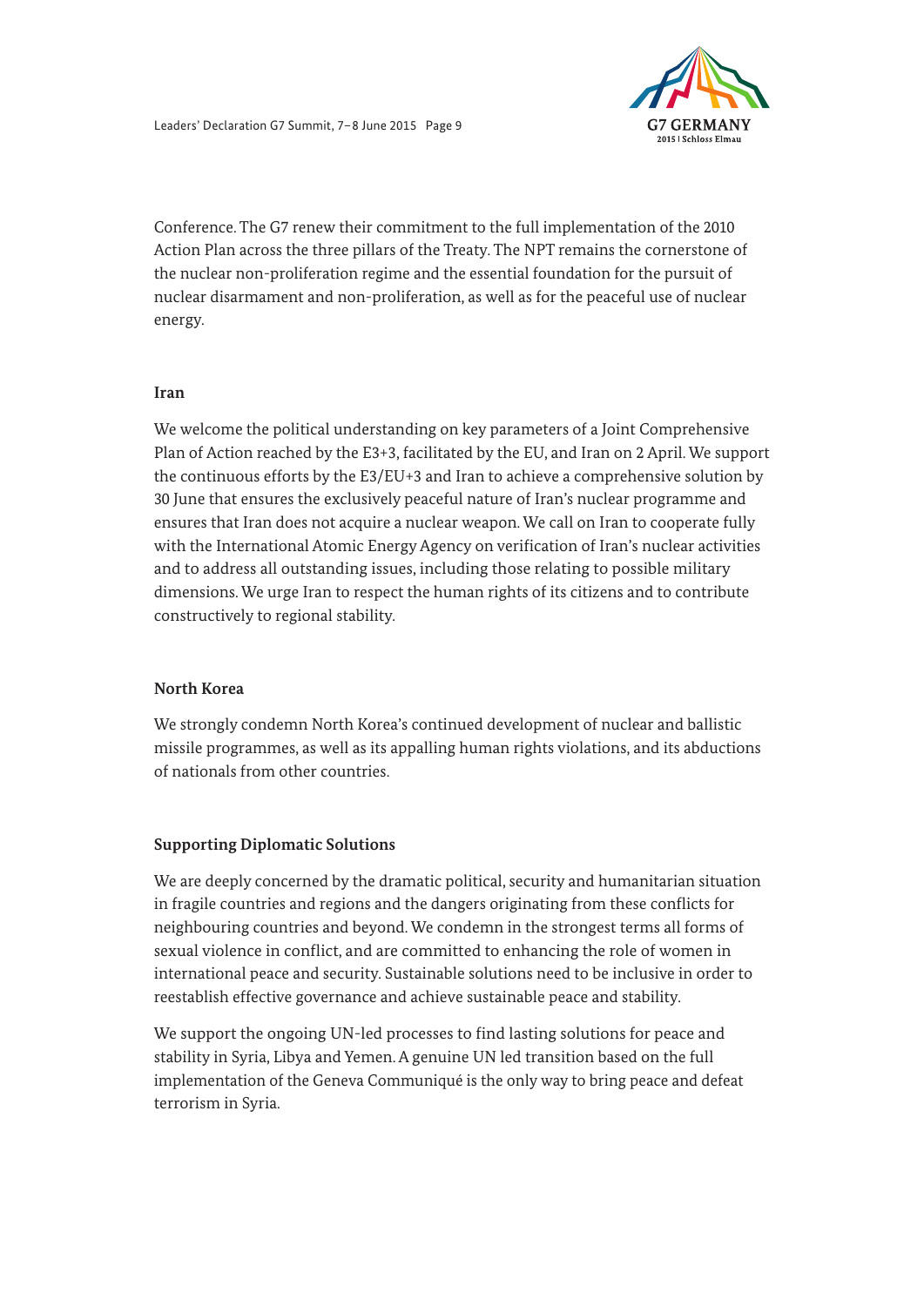Conference. The G7 renew their commitment to the full implementation of the 2010 Action Plan across the three pillars of the Treaty. The NPT remains the cornerstone of the nuclear non-proliferation regime and the essential foundation for the pursuit of nuclear disarmament and non-proliferation, as well as for the peaceful use of nuclear energy.

## Iran

We welcome the political understanding on key parameters of a Joint Comprehensive Plan of Action reached by the E3+3, facilitated by the EU, and Iran on 2 April. We support the continuous efforts by the E3/EU+3 and Iran to achieve a comprehensive solution by 30 June that ensures the exclusively peaceful nature of Iran's nuclear programme and ensures that Iran does not acquire a nuclear weapon. We call on Iran to cooperate fully with the International Atomic Energy Agency on verification of Iran's nuclear activities and to address all outstanding issues, including those relating to possible military dimensions. We urge Iran to respect the human rights of its citizens and to contribute constructively to regional stability.

## North Korea

We strongly condemn North Korea's continued development of nuclear and ballistic missile programmes, as well as its appalling human rights violations, and its abductions of nationals from other countries.

## Supporting Diplomatic Solutions

We are deeply concerned by the dramatic political, security and humanitarian situation in fragile countries and regions and the dangers originating from these conflicts for neighbouring countries and beyond. We condemn in the strongest terms all forms of sexual violence in conflict, and are committed to enhancing the role of women in international peace and security. Sustainable solutions need to be inclusive in order to reestablish effective governance and achieve sustainable peace and stability.

We support the ongoing UN-led processes to find lasting solutions for peace and stability in Syria, Libya and Yemen. A genuine UN led transition based on the full implementation of the Geneva Communiqué is the only way to bring peace and defeat terrorism in Syria.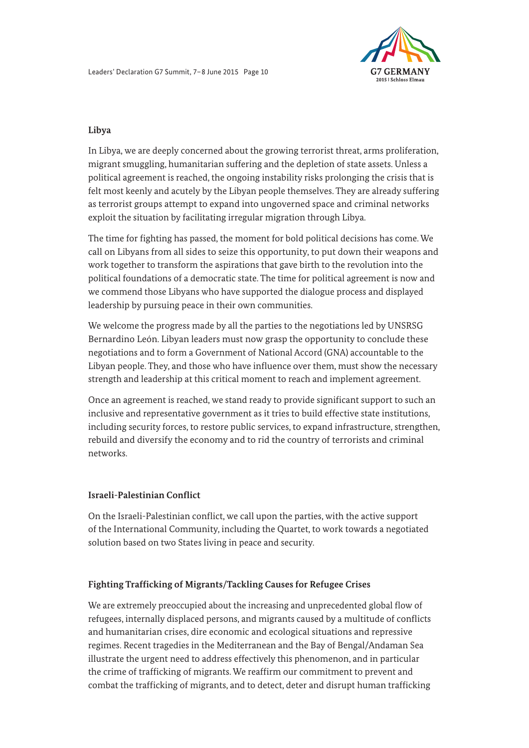### Libya

In Libya, we are deeply concerned about the growing terrorist threat, arms proliferation, migrant smuggling, humanitarian suffering and the depletion of state assets. Unless a political agreement is reached, the ongoing instability risks prolonging the crisis that is felt most keenly and acutely by the Libyan people themselves. They are already suffering as terrorist groups attempt to expand into ungoverned space and criminal networks exploit the situation by facilitating irregular migration through Libya.

The time for fighting has passed, the moment for bold political decisions has come. We call on Libyans from all sides to seize this opportunity, to put down their weapons and work together to transform the aspirations that gave birth to the revolution into the political foundations of a democratic state. The time for political agreement is now and we commend those Libyans who have supported the dialogue process and displayed leadership by pursuing peace in their own communities.

We welcome the progress made by all the parties to the negotiations led by UNSRSG Bernardino León. Libyan leaders must now grasp the opportunity to conclude these negotiations and to form a Government of National Accord (GNA) accountable to the Libyan people. They, and those who have influence over them, must show the necessary strength and leadership at this critical moment to reach and implement agreement.

Once an agreement is reached, we stand ready to provide significant support to such an inclusive and representative government as it tries to build effective state institutions, including security forces, to restore public services, to expand infrastructure, strengthen, rebuild and diversify the economy and to rid the country of terrorists and criminal networks.

### Israeli-Palestinian Conflict

On the Israeli-Palestinian conflict, we call upon the parties, with the active support of the International Community, including the Quartet, to work towards a negotiated solution based on two States living in peace and security.

### Fighting Trafficking of Migrants/Tackling Causes for Refugee Crises

We are extremely preoccupied about the increasing and unprecedented global flow of refugees, internally displaced persons, and migrants caused by a multitude of conflicts and humanitarian crises, dire economic and ecological situations and repressive regimes. Recent tragedies in the Mediterranean and the Bay of Bengal/Andaman Sea illustrate the urgent need to address effectively this phenomenon, and in particular the crime of trafficking of migrants. We reaffirm our commitment to prevent and combat the trafficking of migrants, and to detect, deter and disrupt human trafficking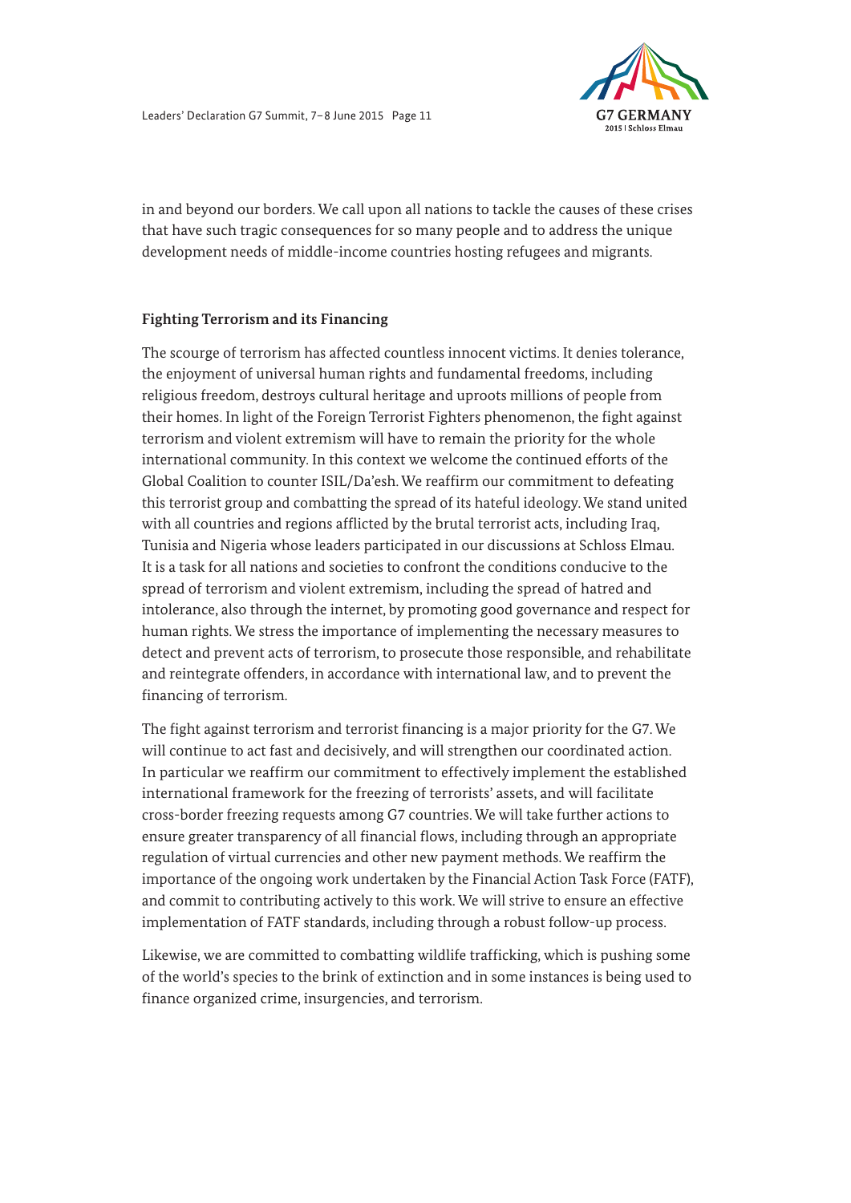in and beyond our borders. We call upon all nations to tackle the causes of these crises that have such tragic consequences for so many people and to address the unique development needs of middle-income countries hosting refugees and migrants.

## Fighting Terrorism and its Financing

The scourge of terrorism has affected countless innocent victims. It denies tolerance, the enjoyment of universal human rights and fundamental freedoms, including religious freedom, destroys cultural heritage and uproots millions of people from their homes. In light of the Foreign Terrorist Fighters phenomenon, the fight against terrorism and violent extremism will have to remain the priority for the whole international community. In this context we welcome the continued efforts of the Global Coalition to counter ISIL/Da'esh. We reaffirm our commitment to defeating this terrorist group and combatting the spread of its hateful ideology. We stand united with all countries and regions afflicted by the brutal terrorist acts, including Iraq, Tunisia and Nigeria whose leaders participated in our discussions at Schloss Elmau. It is a task for all nations and societies to confront the conditions conducive to the spread of terrorism and violent extremism, including the spread of hatred and intolerance, also through the internet, by promoting good governance and respect for human rights. We stress the importance of implementing the necessary measures to detect and prevent acts of terrorism, to prosecute those responsible, and rehabilitate and reintegrate offenders, in accordance with international law, and to prevent the financing of terrorism.

The fight against terrorism and terrorist financing is a major priority for the G7. We will continue to act fast and decisively, and will strengthen our coordinated action. In particular we reaffirm our commitment to effectively implement the established international framework for the freezing of terrorists' assets, and will facilitate cross-border freezing requests among G7 countries. We will take further actions to ensure greater transparency of all financial flows, including through an appropriate regulation of virtual currencies and other new payment methods. We reaffirm the importance of the ongoing work undertaken by the Financial Action Task Force (FATF), and commit to contributing actively to this work. We will strive to ensure an effective implementation of FATF standards, including through a robust follow-up process.

Likewise, we are committed to combatting wildlife trafficking, which is pushing some of the world's species to the brink of extinction and in some instances is being used to finance organized crime, insurgencies, and terrorism.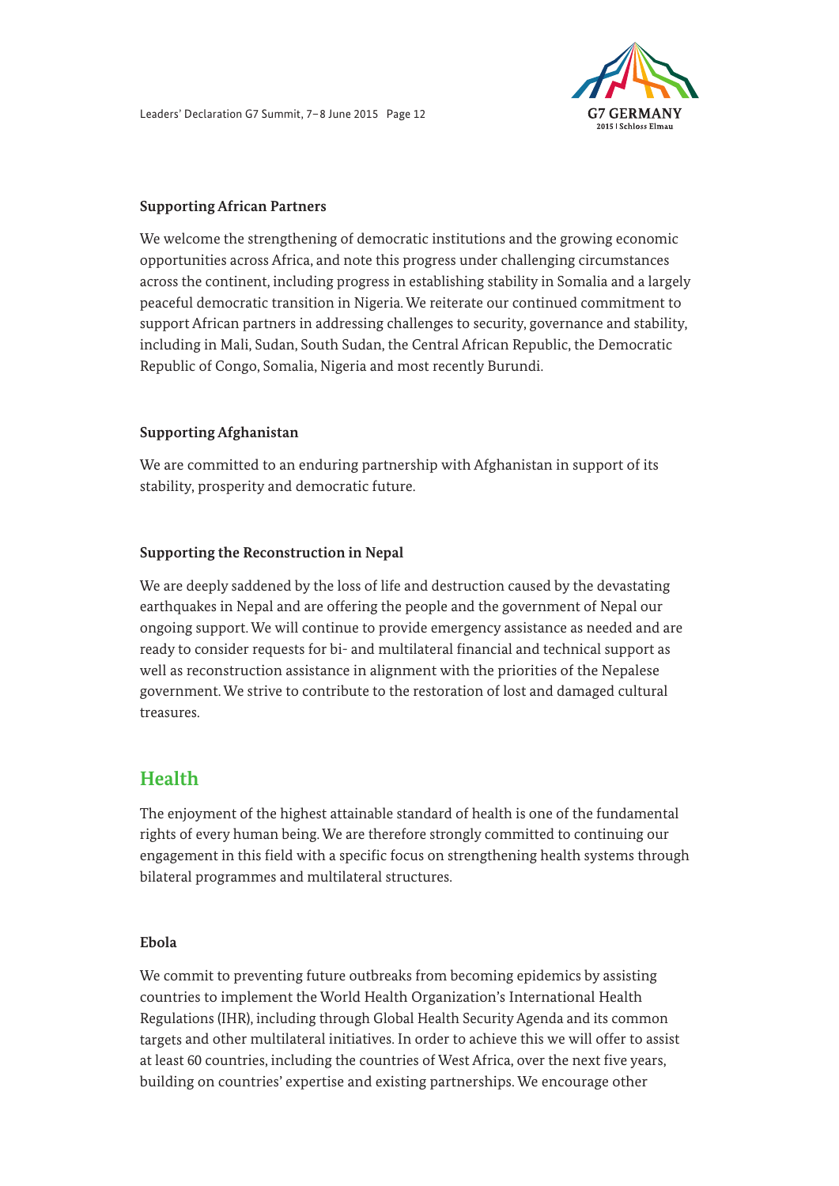### Supporting African Partners

We welcome the strengthening of democratic institutions and the growing economic opportunities across Africa, and note this progress under challenging circumstances across the continent, including progress in establishing stability in Somalia and a largely peaceful democratic transition in Nigeria. We reiterate our continued commitment to support African partners in addressing challenges to security, governance and stability, including in Mali, Sudan, South Sudan, the Central African Republic, the Democratic Republic of Congo, Somalia, Nigeria and most recently Burundi.

### Supporting Afghanistan

We are committed to an enduring partnership with Afghanistan in support of its stability, prosperity and democratic future.

### Supporting the Reconstruction in Nepal

We are deeply saddened by the loss of life and destruction caused by the devastating earthquakes in Nepal and are offering the people and the government of Nepal our ongoing support. We will continue to provide emergency assistance as needed and are ready to consider requests for bi- and multilateral financial and technical support as well as reconstruction assistance in alignment with the priorities of the Nepalese government. We strive to contribute to the restoration of lost and damaged cultural treasures.

## Health

The enjoyment of the highest attainable standard of health is one of the fundamental rights of every human being. We are therefore strongly committed to continuing our engagement in this field with a specific focus on strengthening health systems through bilateral programmes and multilateral structures.

### Ebola

We commit to preventing future outbreaks from becoming epidemics by assisting countries to implement the World Health Organization's International Health Regulations (IHR), including through Global Health Security Agenda and its common targets and other multilateral initiatives. In order to achieve this we will offer to assist at least 60 countries, including the countries of West Africa, over the next five years, building on countries' expertise and existing partnerships. We encourage other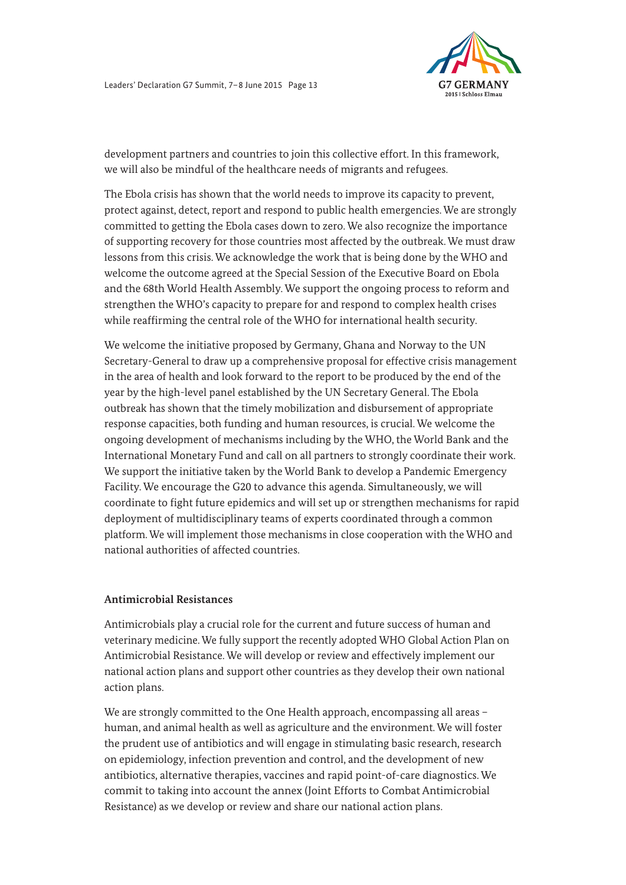development partners and countries to join this collective effort. In this framework, we will also be mindful of the healthcare needs of migrants and refugees.

The Ebola crisis has shown that the world needs to improve its capacity to prevent, protect against, detect, report and respond to public health emergencies. We are strongly committed to getting the Ebola cases down to zero. We also recognize the importance of supporting recovery for those countries most affected by the outbreak. We must draw lessons from this crisis. We acknowledge the work that is being done by the WHO and welcome the outcome agreed at the Special Session of the Executive Board on Ebola and the 68th World Health Assembly. We support the ongoing process to reform and strengthen the WHO's capacity to prepare for and respond to complex health crises while reaffirming the central role of the WHO for international health security.

We welcome the initiative proposed by Germany, Ghana and Norway to the UN Secretary-General to draw up a comprehensive proposal for effective crisis management in the area of health and look forward to the report to be produced by the end of the year by the high-level panel established by the UN Secretary General. The Ebola outbreak has shown that the timely mobilization and disbursement of appropriate response capacities, both funding and human resources, is crucial. We welcome the ongoing development of mechanisms including by the WHO, the World Bank and the International Monetary Fund and call on all partners to strongly coordinate their work. We support the initiative taken by the World Bank to develop a Pandemic Emergency Facility. We encourage the G20 to advance this agenda. Simultaneously, we will coordinate to fight future epidemics and will set up or strengthen mechanisms for rapid deployment of multidisciplinary teams of experts coordinated through a common platform. We will implement those mechanisms in close cooperation with the WHO and national authorities of affected countries.

### Antimicrobial Resistances

Antimicrobials play a crucial role for the current and future success of human and veterinary medicine. We fully support the recently adopted WHO Global Action Plan on Antimicrobial Resistance. We will develop or review and effectively implement our national action plans and support other countries as they develop their own national action plans.

We are strongly committed to the One Health approach, encompassing all areas – human, and animal health as well as agriculture and the environment. We will foster the prudent use of antibiotics and will engage in stimulating basic research, research on epidemiology, infection prevention and control, and the development of new antibiotics, alternative therapies, vaccines and rapid point-of-care diagnostics. We commit to taking into account the annex (Joint Efforts to Combat Antimicrobial Resistance) as we develop or review and share our national action plans.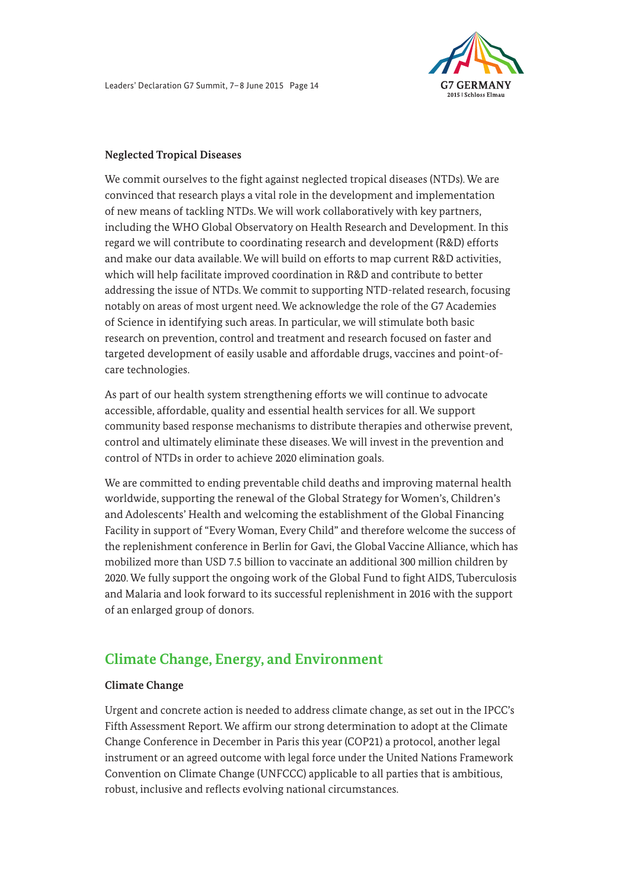**Neglected Tropical Diseases**

We commit ourselves to the fight against neglected tropical diseases (NTDs). We are convinced that research plays a vital role in the development and implementation of new means of tackling NTDs. We will work collaboratively with key partners, including the WHO Global Observatory on Health Research and Development. In this regard we will contribute to coordinating research and development (R&D) efforts and make our data available. We will build on efforts to map current R&D activities, which will help facilitate improved coordination in R&D and contribute to better addressing the issue of NTDs. We commit to supporting NTD-related research, focusing notably on areas of most urgent need. We acknowledge the role of the G7 Academies of Science in identifying such areas. In particular, we will stimulate both basic research on prevention, control and treatment and research focused on faster and targeted development of easily usable and affordable drugs, vaccines and point-of-care technologies.

As part of our health system strengthening efforts we will continue to advocate accessible, affordable, quality and essential health services for all. We support community based response mechanisms to distribute therapies and otherwise prevent, control and ultimately eliminate these diseases. We will invest in the prevention and control of NTDs in order to achieve 2020 elimination goals.

We are committed to ending preventable child deaths and improving maternal health worldwide, supporting the renewal of the Global Strategy for Women's, Children's and Adolescents' Health and welcoming the establishment of the Global Financing Facility in support of "Every Woman, Every Child" and therefore welcome the success of the replenishment conference in Berlin for Gavi, the Global Vaccine Alliance, which has mobilized more than USD 7.5 billion to vaccinate an additional 300 million children by 2020. We fully support the ongoing work of the Global Fund to fight AIDS, Tuberculosis and Malaria and look forward to its successful replenishment in 2016 with the support of an enlarged group of donors.

## Climate Change, Energy, and Environment

**Climate Change**

Urgent and concrete action is needed to address climate change, as set out in the IPCC's Fifth Assessment Report. We affirm our strong determination to adopt at the Climate Change Conference in December in Paris this year (COP21) a protocol, another legal instrument or an agreed outcome with legal force under the United Nations Framework Convention on Climate Change (UNFCCC) applicable to all parties that is ambitious, robust, inclusive and reflects evolving national circumstances.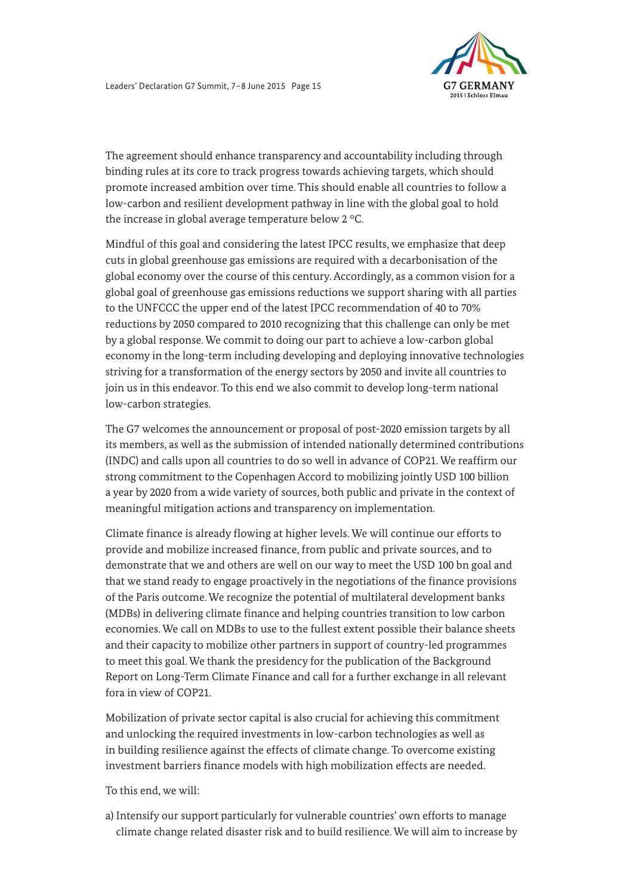The agreement should enhance transparency and accountability including through binding rules at its core to track progress towards achieving targets, which should promote increased ambition over time. This should enable all countries to follow a low-carbon and resilient development pathway in line with the global goal to hold the increase in global average temperature below 2 °C.

Mindful of this goal and considering the latest IPCC results, we emphasize that deep cuts in global greenhouse gas emissions are required with a decarbonisation of the global economy over the course of this century. Accordingly, as a common vision for a global goal of greenhouse gas emissions reductions we support sharing with all parties to the UNFCCC the upper end of the latest IPCC recommendation of 40 to 70% reductions by 2050 compared to 2010 recognizing that this challenge can only be met by a global response. We commit to doing our part to achieve a low-carbon global economy in the long-term including developing and deploying innovative technologies striving for a transformation of the energy sectors by 2050 and invite all countries to join us in this endeavor. To this end we also commit to develop long-term national low-carbon strategies.

The G7 welcomes the announcement or proposal of post-2020 emission targets by all its members, as well as the submission of intended nationally determined contributions (INDC) and calls upon all countries to do so well in advance of COP21. We reaffirm our strong commitment to the Copenhagen Accord to mobilizing jointly USD 100 billion a year by 2020 from a wide variety of sources, both public and private in the context of meaningful mitigation actions and transparency on implementation.

Climate finance is already flowing at higher levels. We will continue our efforts to provide and mobilize increased finance, from public and private sources, and to demonstrate that we and others are well on our way to meet the USD 100 bn goal and that we stand ready to engage proactively in the negotiations of the finance provisions of the Paris outcome. We recognize the potential of multilateral development banks (MDBs) in delivering climate finance and helping countries transition to low carbon economies. We call on MDBs to use to the fullest extent possible their balance sheets and their capacity to mobilize other partners in support of country-led programmes to meet this goal. We thank the presidency for the publication of the Background Report on Long-Term Climate Finance and call for a further exchange in all relevant fora in view of COP21.

Mobilization of private sector capital is also crucial for achieving this commitment and unlocking the required investments in low-carbon technologies as well as in building resilience against the effects of climate change. To overcome existing investment barriers finance models with high mobilization effects are needed.

To this end, we will:

a) Intensify our support particularly for vulnerable countries' own efforts to manage climate change related disaster risk and to build resilience. We will aim to increase by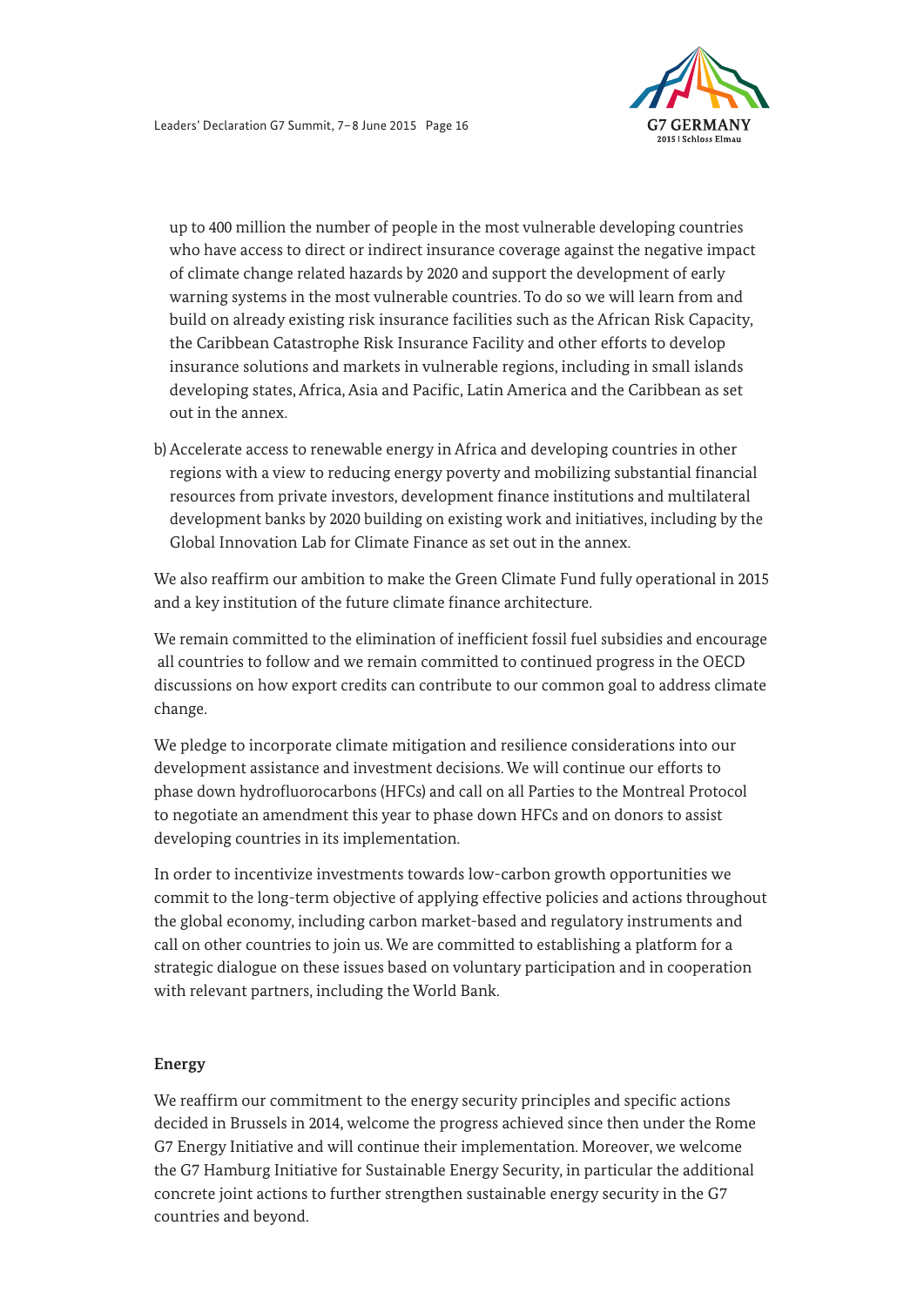up to 400 million the number of people in the most vulnerable developing countries who have access to direct or indirect insurance coverage against the negative impact of climate change related hazards by 2020 and support the development of early warning systems in the most vulnerable countries. To do so we will learn from and build on already existing risk insurance facilities such as the African Risk Capacity, the Caribbean Catastrophe Risk Insurance Facility and other efforts to develop insurance solutions and markets in vulnerable regions, including in small islands developing states, Africa, Asia and Pacific, Latin America and the Caribbean as set out in the annex.

b) Accelerate access to renewable energy in Africa and developing countries in other regions with a view to reducing energy poverty and mobilizing substantial financial resources from private investors, development finance institutions and multilateral development banks by 2020 building on existing work and initiatives, including by the Global Innovation Lab for Climate Finance as set out in the annex.

We also reaffirm our ambition to make the Green Climate Fund fully operational in 2015 and a key institution of the future climate finance architecture.

We remain committed to the elimination of inefficient fossil fuel subsidies and encourage all countries to follow and we remain committed to continued progress in the OECD discussions on how export credits can contribute to our common goal to address climate change.

We pledge to incorporate climate mitigation and resilience considerations into our development assistance and investment decisions. We will continue our efforts to phase down hydrofluorocarbons (HFCs) and call on all Parties to the Montreal Protocol to negotiate an amendment this year to phase down HFCs and on donors to assist developing countries in its implementation.

In order to incentivize investments towards low-carbon growth opportunities we commit to the long-term objective of applying effective policies and actions throughout the global economy, including carbon market-based and regulatory instruments and call on other countries to join us. We are committed to establishing a platform for a strategic dialogue on these issues based on voluntary participation and in cooperation with relevant partners, including the World Bank.

**Energy**

We reaffirm our commitment to the energy security principles and specific actions decided in Brussels in 2014, welcome the progress achieved since then under the Rome G7 Energy Initiative and will continue their implementation. Moreover, we welcome the G7 Hamburg Initiative for Sustainable Energy Security, in particular the additional concrete joint actions to further strengthen sustainable energy security in the G7 countries and beyond.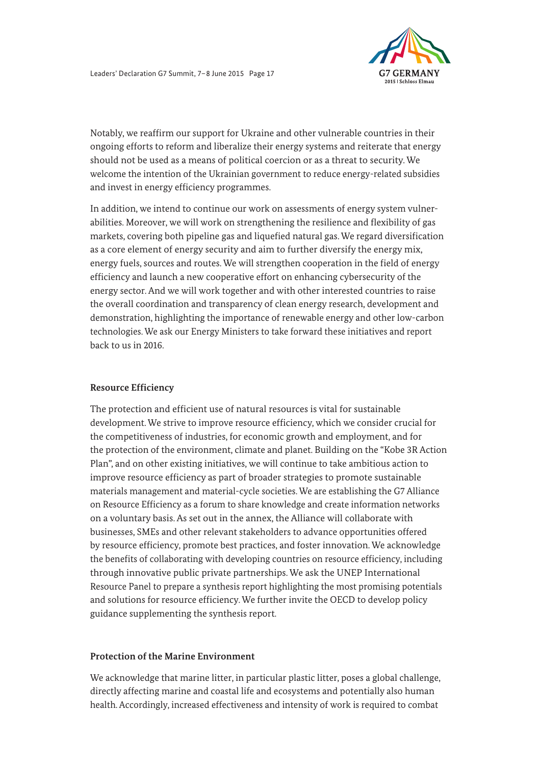Notably, we reaffirm our support for Ukraine and other vulnerable countries in their ongoing efforts to reform and liberalize their energy systems and reiterate that energy should not be used as a means of political coercion or as a threat to security. We welcome the intention of the Ukrainian government to reduce energy-related subsidies and invest in energy efficiency programmes.

In addition, we intend to continue our work on assessments of energy system vulnerabilities. Moreover, we will work on strengthening the resilience and flexibility of gas markets, covering both pipeline gas and liquefied natural gas. We regard diversification as a core element of energy security and aim to further diversify the energy mix, energy fuels, sources and routes. We will strengthen cooperation in the field of energy efficiency and launch a new cooperative effort on enhancing cybersecurity of the energy sector. And we will work together and with other interested countries to raise the overall coordination and transparency of clean energy research, development and demonstration, highlighting the importance of renewable energy and other low-carbon technologies. We ask our Energy Ministers to take forward these initiatives and report back to us in 2016.

**Resource Efficiency**

The protection and efficient use of natural resources is vital for sustainable development. We strive to improve resource efficiency, which we consider crucial for the competitiveness of industries, for economic growth and employment, and for the protection of the environment, climate and planet. Building on the "Kobe 3R Action Plan", and on other existing initiatives, we will continue to take ambitious action to improve resource efficiency as part of broader strategies to promote sustainable materials management and material-cycle societies. We are establishing the G7 Alliance on Resource Efficiency as a forum to share knowledge and create information networks on a voluntary basis. As set out in the annex, the Alliance will collaborate with businesses, SMEs and other relevant stakeholders to advance opportunities offered by resource efficiency, promote best practices, and foster innovation. We acknowledge the benefits of collaborating with developing countries on resource efficiency, including through innovative public private partnerships. We ask the UNEP International Resource Panel to prepare a synthesis report highlighting the most promising potentials and solutions for resource efficiency. We further invite the OECD to develop policy guidance supplementing the synthesis report.

**Protection of the Marine Environment**

We acknowledge that marine litter, in particular plastic litter, poses a global challenge, directly affecting marine and coastal life and ecosystems and potentially also human health. Accordingly, increased effectiveness and intensity of work is required to combat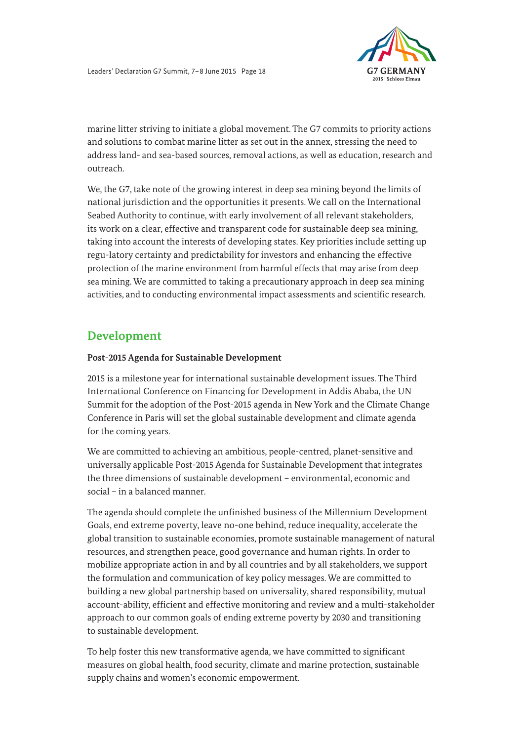marine litter striving to initiate a global movement. The G7 commits to priority actions and solutions to combat marine litter as set out in the annex, stressing the need to address land- and sea-based sources, removal actions, as well as education, research and outreach.

We, the G7, take note of the growing interest in deep sea mining beyond the limits of national jurisdiction and the opportunities it presents. We call on the International Seabed Authority to continue, with early involvement of all relevant stakeholders, its work on a clear, effective and transparent code for sustainable deep sea mining, taking into account the interests of developing states. Key priorities include setting up regu-latory certainty and predictability for investors and enhancing the effective protection of the marine environment from harmful effects that may arise from deep sea mining. We are committed to taking a precautionary approach in deep sea mining activities, and to conducting environmental impact assessments and scientific research.

## Development

### Post-2015 Agenda for Sustainable Development

2015 is a milestone year for international sustainable development issues. The Third International Conference on Financing for Development in Addis Ababa, the UN Summit for the adoption of the Post-2015 agenda in New York and the Climate Change Conference in Paris will set the global sustainable development and climate agenda for the coming years.

We are committed to achieving an ambitious, people-centred, planet-sensitive and universally applicable Post-2015 Agenda for Sustainable Development that integrates the three dimensions of sustainable development – environmental, economic and social – in a balanced manner.

The agenda should complete the unfinished business of the Millennium Development Goals, end extreme poverty, leave no-one behind, reduce inequality, accelerate the global transition to sustainable economies, promote sustainable management of natural resources, and strengthen peace, good governance and human rights. In order to mobilize appropriate action in and by all countries and by all stakeholders, we support the formulation and communication of key policy messages. We are committed to building a new global partnership based on universality, shared responsibility, mutual account-ability, efficient and effective monitoring and review and a multi-stakeholder approach to our common goals of ending extreme poverty by 2030 and transitioning to sustainable development.

To help foster this new transformative agenda, we have committed to significant measures on global health, food security, climate and marine protection, sustainable supply chains and women's economic empowerment.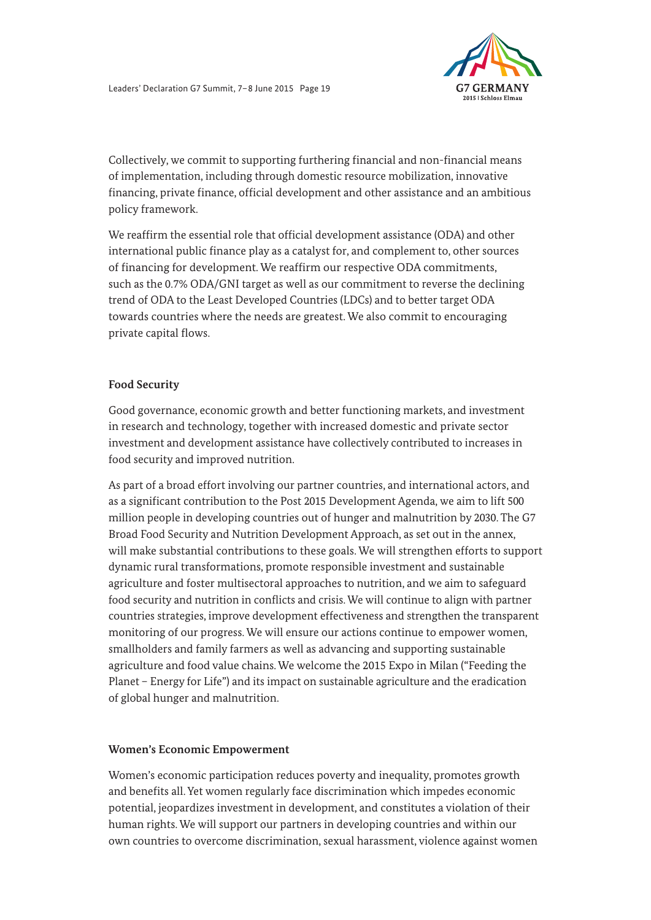Collectively, we commit to supporting furthering financial and non-financial means of implementation, including through domestic resource mobilization, innovative financing, private finance, official development and other assistance and an ambitious policy framework.

We reaffirm the essential role that official development assistance (ODA) and other international public finance play as a catalyst for, and complement to, other sources of financing for development. We reaffirm our respective ODA commitments, such as the 0.7% ODA/GNI target as well as our commitment to reverse the declining trend of ODA to the Least Developed Countries (LDCs) and to better target ODA towards countries where the needs are greatest. We also commit to encouraging private capital flows.

**Food Security**

Good governance, economic growth and better functioning markets, and investment in research and technology, together with increased domestic and private sector investment and development assistance have collectively contributed to increases in food security and improved nutrition.

As part of a broad effort involving our partner countries, and international actors, and as a significant contribution to the Post 2015 Development Agenda, we aim to lift 500 million people in developing countries out of hunger and malnutrition by 2030. The G7 Broad Food Security and Nutrition Development Approach, as set out in the annex, will make substantial contributions to these goals. We will strengthen efforts to support dynamic rural transformations, promote responsible investment and sustainable agriculture and foster multisectoral approaches to nutrition, and we aim to safeguard food security and nutrition in conflicts and crisis. We will continue to align with partner countries strategies, improve development effectiveness and strengthen the transparent monitoring of our progress. We will ensure our actions continue to empower women, smallholders and family farmers as well as advancing and supporting sustainable agriculture and food value chains. We welcome the 2015 Expo in Milan ("Feeding the Planet – Energy for Life") and its impact on sustainable agriculture and the eradication of global hunger and malnutrition.

**Women's Economic Empowerment**

Women's economic participation reduces poverty and inequality, promotes growth and benefits all. Yet women regularly face discrimination which impedes economic potential, jeopardizes investment in development, and constitutes a violation of their human rights. We will support our partners in developing countries and within our own countries to overcome discrimination, sexual harassment, violence against women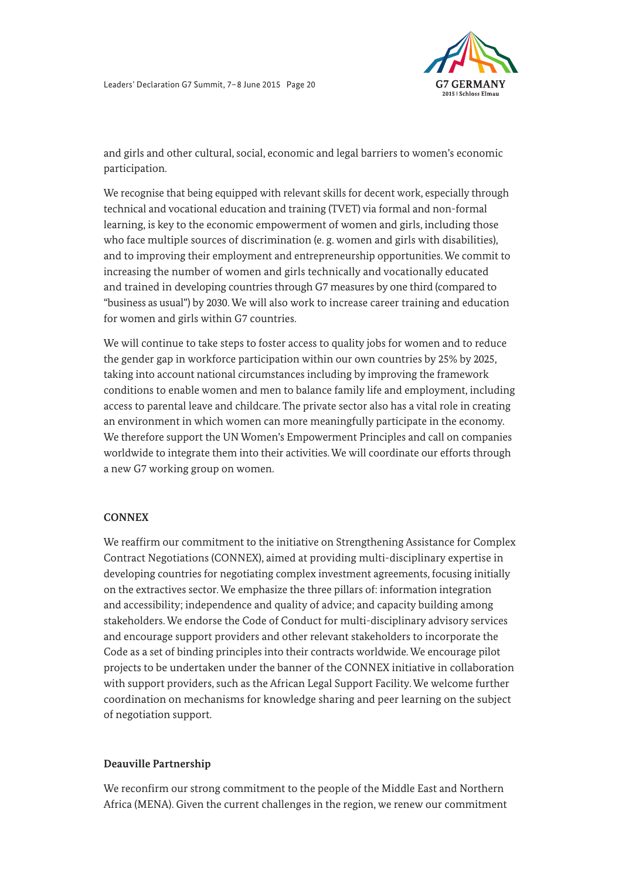and girls and other cultural, social, economic and legal barriers to women's economic participation.

We recognise that being equipped with relevant skills for decent work, especially through technical and vocational education and training (TVET) via formal and non-formal learning, is key to the economic empowerment of women and girls, including those who face multiple sources of discrimination (e. g. women and girls with disabilities), and to improving their employment and entrepreneurship opportunities. We commit to increasing the number of women and girls technically and vocationally educated and trained in developing countries through G7 measures by one third (compared to "business as usual") by 2030. We will also work to increase career training and education for women and girls within G7 countries.

We will continue to take steps to foster access to quality jobs for women and to reduce the gender gap in workforce participation within our own countries by 25% by 2025, taking into account national circumstances including by improving the framework conditions to enable women and men to balance family life and employment, including access to parental leave and childcare. The private sector also has a vital role in creating an environment in which women can more meaningfully participate in the economy. We therefore support the UN Women's Empowerment Principles and call on companies worldwide to integrate them into their activities. We will coordinate our efforts through a new G7 working group on women.

## CONNEX

We reaffirm our commitment to the initiative on Strengthening Assistance for Complex Contract Negotiations (CONNEX), aimed at providing multi-disciplinary expertise in developing countries for negotiating complex investment agreements, focusing initially on the extractives sector. We emphasize the three pillars of: information integration and accessibility; independence and quality of advice; and capacity building among stakeholders. We endorse the Code of Conduct for multi-disciplinary advisory services and encourage support providers and other relevant stakeholders to incorporate the Code as a set of binding principles into their contracts worldwide. We encourage pilot projects to be undertaken under the banner of the CONNEX initiative in collaboration with support providers, such as the African Legal Support Facility. We welcome further coordination on mechanisms for knowledge sharing and peer learning on the subject of negotiation support.

## Deauville Partnership

We reconfirm our strong commitment to the people of the Middle East and Northern Africa (MENA). Given the current challenges in the region, we renew our commitment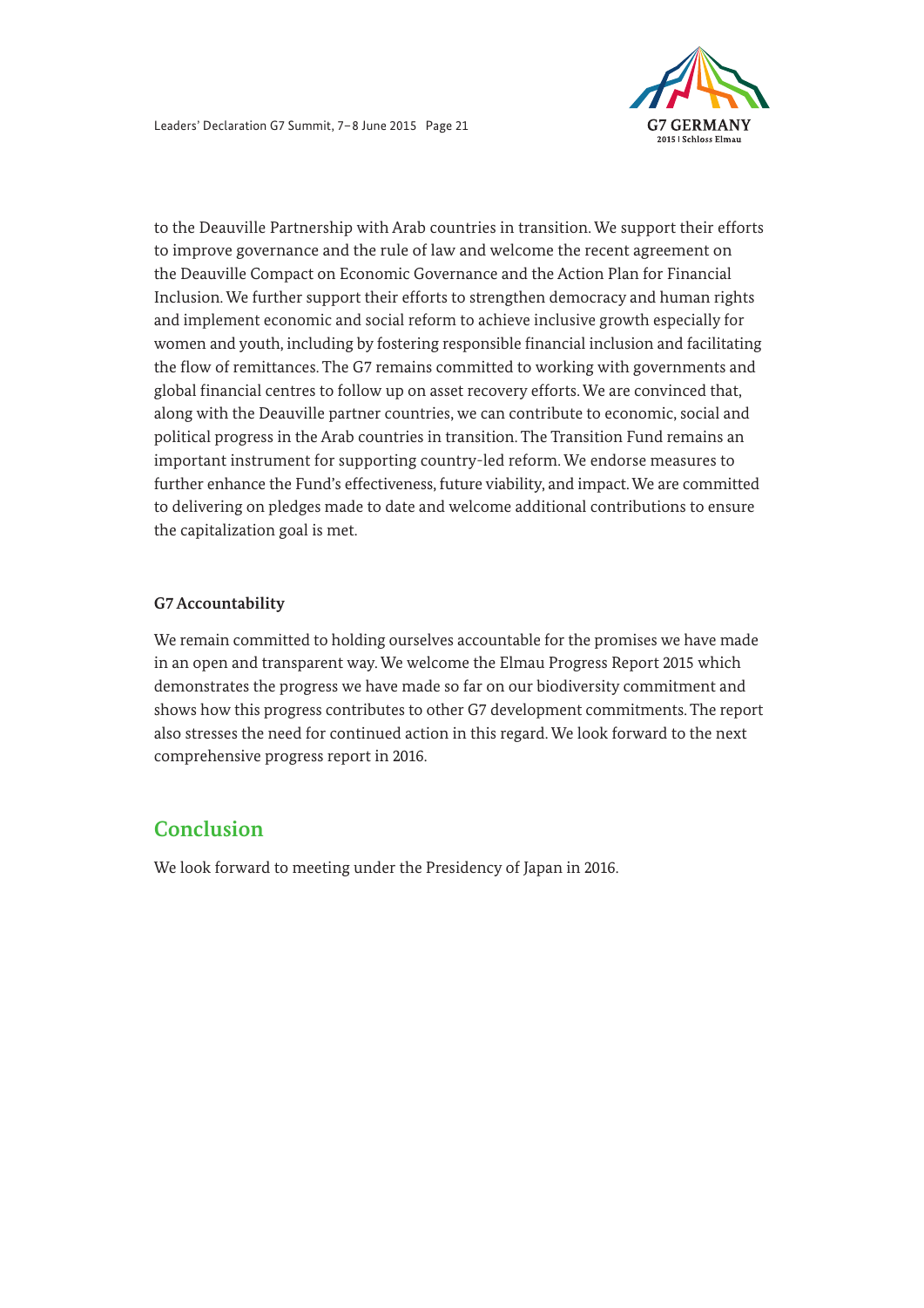to the Deauville Partnership with Arab countries in transition. We support their efforts to improve governance and the rule of law and welcome the recent agreement on the Deauville Compact on Economic Governance and the Action Plan for Financial Inclusion. We further support their efforts to strengthen democracy and human rights and implement economic and social reform to achieve inclusive growth especially for women and youth, including by fostering responsible financial inclusion and facilitating the flow of remittances. The G7 remains committed to working with governments and global financial centres to follow up on asset recovery efforts. We are convinced that, along with the Deauville partner countries, we can contribute to economic, social and political progress in the Arab countries in transition. The Transition Fund remains an important instrument for supporting country-led reform. We endorse measures to further enhance the Fund's effectiveness, future viability, and impact. We are committed to delivering on pledges made to date and welcome additional contributions to ensure the capitalization goal is met.

### G7 Accountability

We remain committed to holding ourselves accountable for the promises we have made in an open and transparent way. We welcome the Elmau Progress Report 2015 which demonstrates the progress we have made so far on our biodiversity commitment and shows how this progress contributes to other G7 development commitments. The report also stresses the need for continued action in this regard. We look forward to the next comprehensive progress report in 2016.

## Conclusion

We look forward to meeting under the Presidency of Japan in 2016.